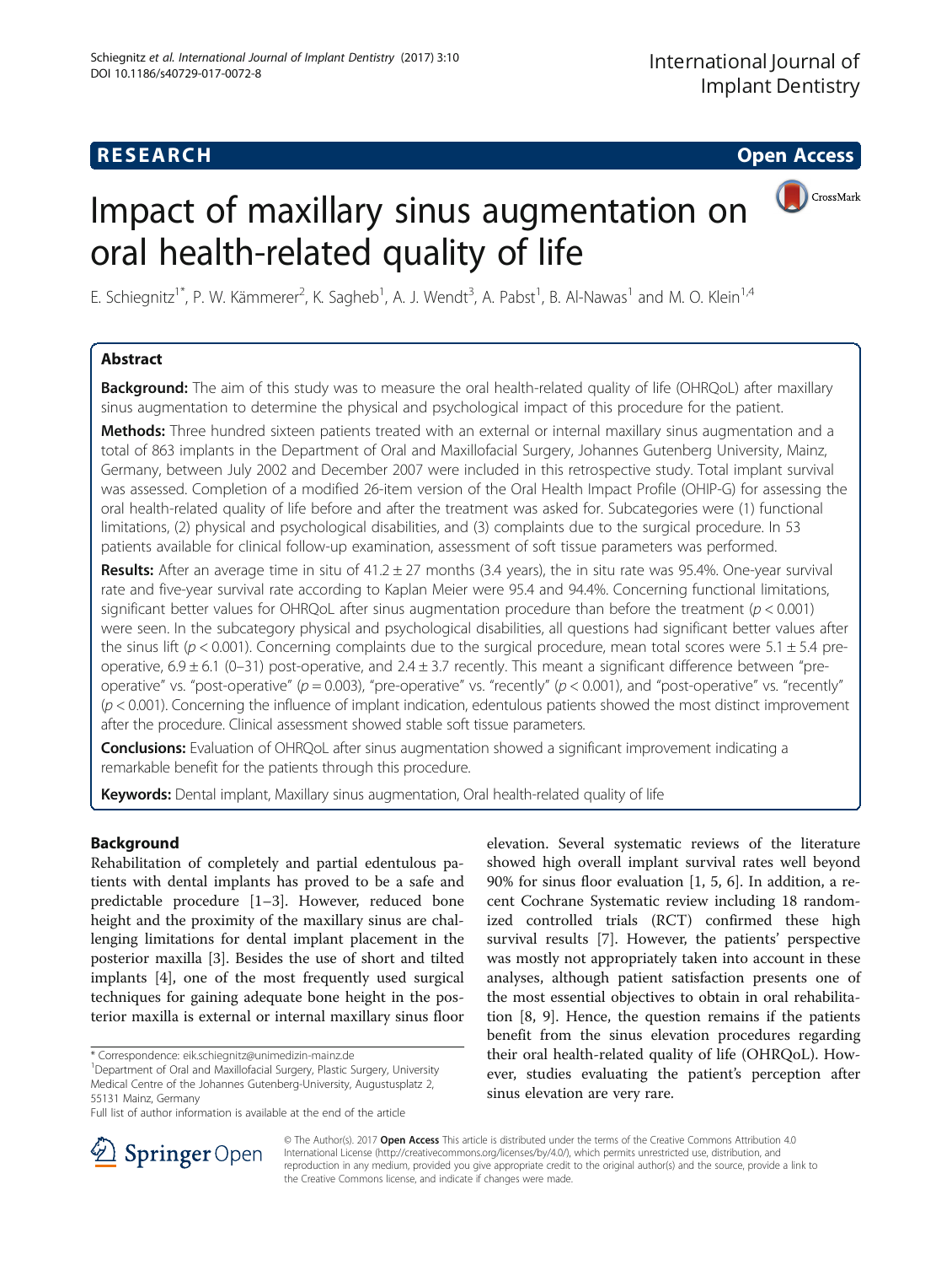**RESEARCH** **Open Access**

# Impact of maxillary sinus augmentation on oral health-related quality of life

E. Schiegnitz[1*], P. W. Kämmerer[2], K. Sagheb[1], A. J. Wendt[3], A. Pabst[1], B. Al-Nawas[1] and M. O. Klein[1,4]

## Abstract

**Background:** The aim of this study was to measure the oral health-related quality of life (OHRQoL) after maxillary sinus augmentation to determine the physical and psychological impact of this procedure for the patient.

**Methods:** Three hundred sixteen patients treated with an external or internal maxillary sinus augmentation and a total of 863 implants in the Department of Oral and Maxillofacial Surgery, Johannes Gutenberg University, Mainz, Germany, between July 2002 and December 2007 were included in this retrospective study. Total implant survival was assessed. Completion of a modified 26-item version of the Oral Health Impact Profile (OHIP-G) for assessing the oral health-related quality of life before and after the treatment was asked for. Subcategories were (1) functional limitations, (2) physical and psychological disabilities, and (3) complaints due to the surgical procedure. In 53 patients available for clinical follow-up examination, assessment of soft tissue parameters was performed.

**Results:** After an average time in situ of 41.2 ± 27 months (3.4 years), the in situ rate was 95.4%. One-year survival rate and five-year survival rate according to Kaplan Meier were 95.4 and 94.4%. Concerning functional limitations, significant better values for OHRQoL after sinus augmentation procedure than before the treatment ($p < 0.001$) were seen. In the subcategory physical and psychological disabilities, all questions had significant better values after the sinus lift ($p < 0.001$). Concerning complaints due to the surgical procedure, mean total scores were 5.1 ± 5.4 pre-operative, 6.9 ± 6.1 (0–31) post-operative, and 2.4 ± 3.7 recently. This meant a significant difference between "pre-operative" vs. "post-operative" ($p = 0.003$), "pre-operative" vs. "recently" ($p < 0.001$), and "post-operative" vs. "recently" ($p < 0.001$). Concerning the influence of implant indication, edentulous patients showed the most distinct improvement after the procedure. Clinical assessment showed stable soft tissue parameters.

**Conclusions:** Evaluation of OHRQoL after sinus augmentation showed a significant improvement indicating a remarkable benefit for the patients through this procedure.

**Keywords:** Dental implant, Maxillary sinus augmentation, Oral health-related quality of life

## Background

Rehabilitation of completely and partial edentulous patients with dental implants has proved to be a safe and predictable procedure [1–3]. However, reduced bone height and the proximity of the maxillary sinus are challenging limitations for dental implant placement in the posterior maxilla [3]. Besides the use of short and tilted implants [4], one of the most frequently used surgical techniques for gaining adequate bone height in the posterior maxilla is external or internal maxillary sinus floor elevation. Several systematic reviews of the literature showed high overall implant survival rates well beyond 90% for sinus floor evaluation [1, 5, 6]. In addition, a recent Cochrane Systematic review including 18 randomized controlled trials (RCT) confirmed these high survival results [7]. However, the patients' perspective was mostly not appropriately taken into account in these analyses, although patient satisfaction presents one of the most essential objectives to obtain in oral rehabilitation [8, 9]. Hence, the question remains if the patients benefit from the sinus elevation procedures regarding their oral health-related quality of life (OHRQoL). However, studies evaluating the patient's perception after sinus elevation are very rare.

\* Correspondence: eik.schiegnitz@unimedizin-mainz.de
[1]Department of Oral and Maxillofacial Surgery, Plastic Surgery, University Medical Centre of the Johannes Gutenberg-University, Augustusplatz 2, 55131 Mainz, Germany
Full list of author information is available at the end of the article

© The Author(s). 2017 **Open Access** This article is distributed under the terms of the Creative Commons Attribution 4.0 International License (http://creativecommons.org/licenses/by/4.0/), which permits unrestricted use, distribution, and reproduction in any medium, provided you give appropriate credit to the original author(s) and the source, provide a link to the Creative Commons license, and indicate if changes were made.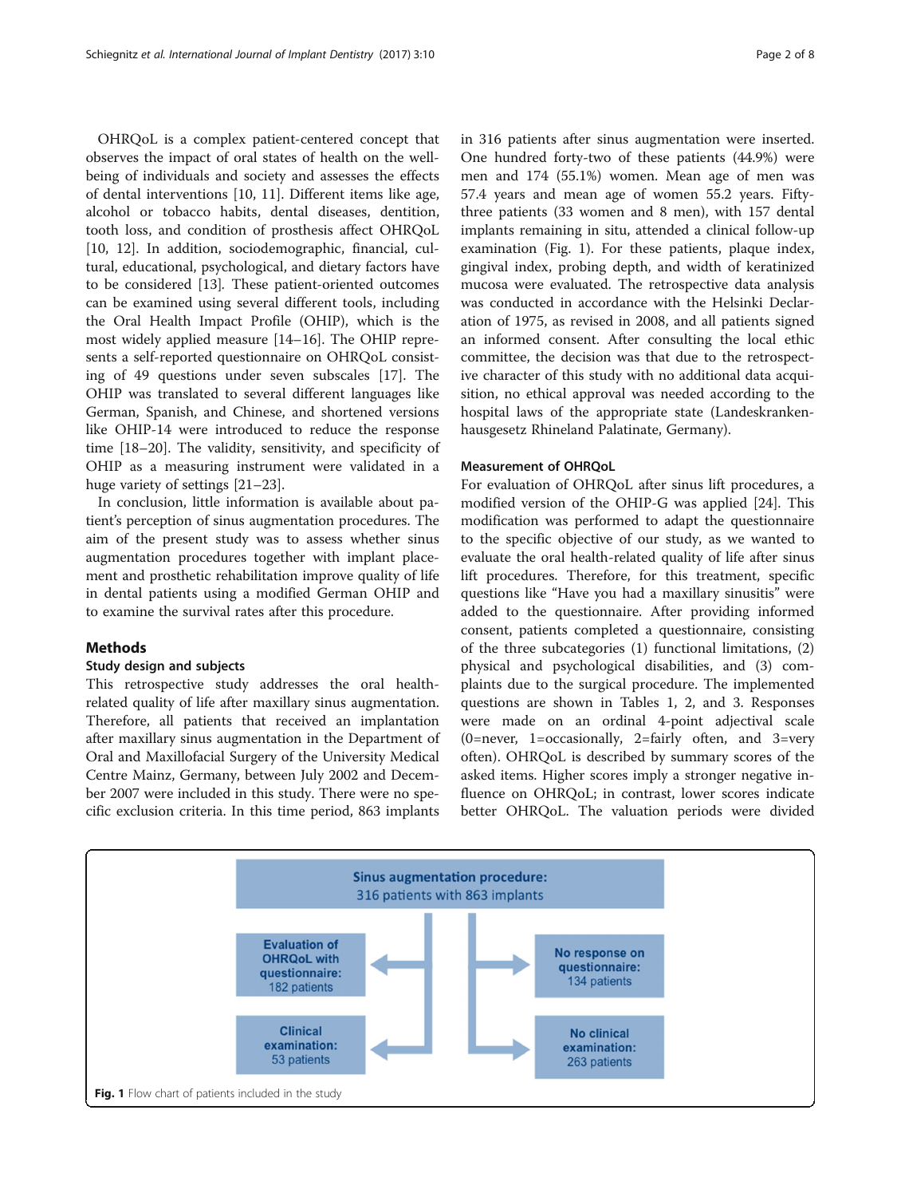OHRQoL is a complex patient-centered concept that observes the impact of oral states of health on the well-being of individuals and society and assesses the effects of dental interventions [10, 11]. Different items like age, alcohol or tobacco habits, dental diseases, dentition, tooth loss, and condition of prosthesis affect OHRQoL [10, 12]. In addition, sociodemographic, financial, cultural, educational, psychological, and dietary factors have to be considered [13]. These patient-oriented outcomes can be examined using several different tools, including the Oral Health Impact Profile (OHIP), which is the most widely applied measure [14–16]. The OHIP represents a self-reported questionnaire on OHRQoL consisting of 49 questions under seven subscales [17]. The OHIP was translated to several different languages like German, Spanish, and Chinese, and shortened versions like OHIP-14 were introduced to reduce the response time [18–20]. The validity, sensitivity, and specificity of OHIP as a measuring instrument were validated in a huge variety of settings [21–23].

In conclusion, little information is available about patient's perception of sinus augmentation procedures. The aim of the present study was to assess whether sinus augmentation procedures together with implant placement and prosthetic rehabilitation improve quality of life in dental patients using a modified German OHIP and to examine the survival rates after this procedure.

## Methods

### Study design and subjects

This retrospective study addresses the oral health-related quality of life after maxillary sinus augmentation. Therefore, all patients that received an implantation after maxillary sinus augmentation in the Department of Oral and Maxillofacial Surgery of the University Medical Centre Mainz, Germany, between July 2002 and December 2007 were included in this study. There were no specific exclusion criteria. In this time period, 863 implants in 316 patients after sinus augmentation were inserted. One hundred forty-two of these patients (44.9%) were men and 174 (55.1%) women. Mean age of men was 57.4 years and mean age of women 55.2 years. Fifty-three patients (33 women and 8 men), with 157 dental implants remaining in situ, attended a clinical follow-up examination (Fig. 1). For these patients, plaque index, gingival index, probing depth, and width of keratinized mucosa were evaluated. The retrospective data analysis was conducted in accordance with the Helsinki Declaration of 1975, as revised in 2008, and all patients signed an informed consent. After consulting the local ethic committee, the decision was that due to the retrospective character of this study with no additional data acquisition, no ethical approval was needed according to the hospital laws of the appropriate state (Landeskrankenhausgesetz Rhineland Palatinate, Germany).

### Measurement of OHRQoL

For evaluation of OHRQoL after sinus lift procedures, a modified version of the OHIP-G was applied [24]. This modification was performed to adapt the questionnaire to the specific objective of our study, as we wanted to evaluate the oral health-related quality of life after sinus lift procedures. Therefore, for this treatment, specific questions like "Have you had a maxillary sinusitis" were added to the questionnaire. After providing informed consent, patients completed a questionnaire, consisting of the three subcategories (1) functional limitations, (2) physical and psychological disabilities, and (3) complaints due to the surgical procedure. The implemented questions are shown in Tables 1, 2, and 3. Responses were made on an ordinal 4-point adjectival scale (0=never, 1=occasionally, 2=fairly often, and 3=very often). OHRQoL is described by summary scores of the asked items. Higher scores imply a stronger negative influence on OHRQoL; in contrast, lower scores indicate better OHRQoL. The valuation periods were divided

**Fig. 1** Flow chart of patients included in the study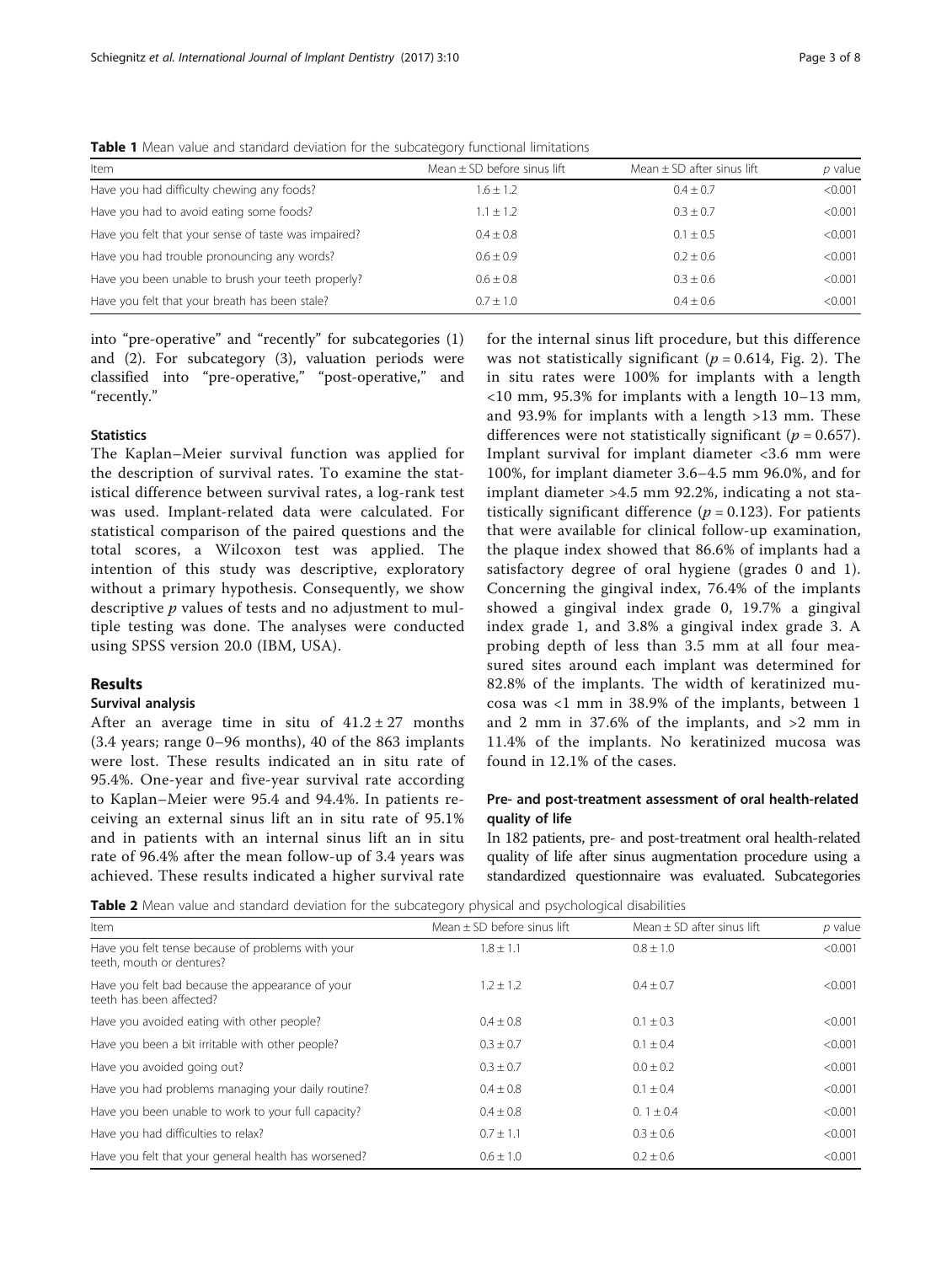**Table 1** Mean value and standard deviation for the subcategory functional limitations

| Item | Mean ± SD before sinus lift | Mean ± SD after sinus lift | *p* value |
| --- | --- | --- | --- |
| Have you had difficulty chewing any foods? | 1.6 ± 1.2 | 0.4 ± 0.7 | <0.001 |
| Have you had to avoid eating some foods? | 1.1 ± 1.2 | 0.3 ± 0.7 | <0.001 |
| Have you felt that your sense of taste was impaired? | 0.4 ± 0.8 | 0.1 ± 0.5 | <0.001 |
| Have you had trouble pronouncing any words? | 0.6 ± 0.9 | 0.2 ± 0.6 | <0.001 |
| Have you been unable to brush your teeth properly? | 0.6 ± 0.8 | 0.3 ± 0.6 | <0.001 |
| Have you felt that your breath has been stale? | 0.7 ± 1.0 | 0.4 ± 0.6 | <0.001 |

into "pre-operative" and "recently" for subcategories (1) and (2). For subcategory (3), valuation periods were classified into "pre-operative," "post-operative," and "recently."

### Statistics

The Kaplan–Meier survival function was applied for the description of survival rates. To examine the statistical difference between survival rates, a log-rank test was used. Implant-related data were calculated. For statistical comparison of the paired questions and the total scores, a Wilcoxon test was applied. The intention of this study was descriptive, exploratory without a primary hypothesis. Consequently, we show descriptive *p* values of tests and no adjustment to multiple testing was done. The analyses were conducted using SPSS version 20.0 (IBM, USA).

## Results

### Survival analysis

After an average time in situ of 41.2 ± 27 months (3.4 years; range 0–96 months), 40 of the 863 implants were lost. These results indicated an in situ rate of 95.4%. One-year and five-year survival rate according to Kaplan–Meier were 95.4 and 94.4%. In patients receiving an external sinus lift an in situ rate of 95.1% and in patients with an internal sinus lift an in situ rate of 96.4% after the mean follow-up of 3.4 years was achieved. These results indicated a higher survival rate for the internal sinus lift procedure, but this difference was not statistically significant ($p = 0.614$, Fig. 2). The in situ rates were 100% for implants with a length <10 mm, 95.3% for implants with a length 10–13 mm, and 93.9% for implants with a length >13 mm. These differences were not statistically significant ($p = 0.657$). Implant survival for implant diameter <3.6 mm were 100%, for implant diameter 3.6–4.5 mm 96.0%, and for implant diameter >4.5 mm 92.2%, indicating a not statistically significant difference ($p = 0.123$). For patients that were available for clinical follow-up examination, the plaque index showed that 86.6% of implants had a satisfactory degree of oral hygiene (grades 0 and 1). Concerning the gingival index, 76.4% of the implants showed a gingival index grade 0, 19.7% a gingival index grade 1, and 3.8% a gingival index grade 3. A probing depth of less than 3.5 mm at all four measured sites around each implant was determined for 82.8% of the implants. The width of keratinized mucosa was <1 mm in 38.9% of the implants, between 1 and 2 mm in 37.6% of the implants, and >2 mm in 11.4% of the implants. No keratinized mucosa was found in 12.1% of the cases.

### Pre- and post-treatment assessment of oral health-related quality of life

In 182 patients, pre- and post-treatment oral health-related quality of life after sinus augmentation procedure using a standardized questionnaire was evaluated. Subcategories

**Table 2** Mean value and standard deviation for the subcategory physical and psychological disabilities

| Item | Mean ± SD before sinus lift | Mean ± SD after sinus lift | *p* value |
| --- | --- | --- | --- |
| Have you felt tense because of problems with your teeth, mouth or dentures? | 1.8 ± 1.1 | 0.8 ± 1.0 | <0.001 |
| Have you felt bad because the appearance of your teeth has been affected? | 1.2 ± 1.2 | 0.4 ± 0.7 | <0.001 |
| Have you avoided eating with other people? | 0.4 ± 0.8 | 0.1 ± 0.3 | <0.001 |
| Have you been a bit irritable with other people? | 0.3 ± 0.7 | 0.1 ± 0.4 | <0.001 |
| Have you avoided going out? | 0.3 ± 0.7 | 0.0 ± 0.2 | <0.001 |
| Have you had problems managing your daily routine? | 0.4 ± 0.8 | 0.1 ± 0.4 | <0.001 |
| Have you been unable to work to your full capacity? | 0.4 ± 0.8 | 0. 1 ± 0.4 | <0.001 |
| Have you had difficulties to relax? | 0.7 ± 1.1 | 0.3 ± 0.6 | <0.001 |
| Have you felt that your general health has worsened? | 0.6 ± 1.0 | 0.2 ± 0.6 | <0.001 |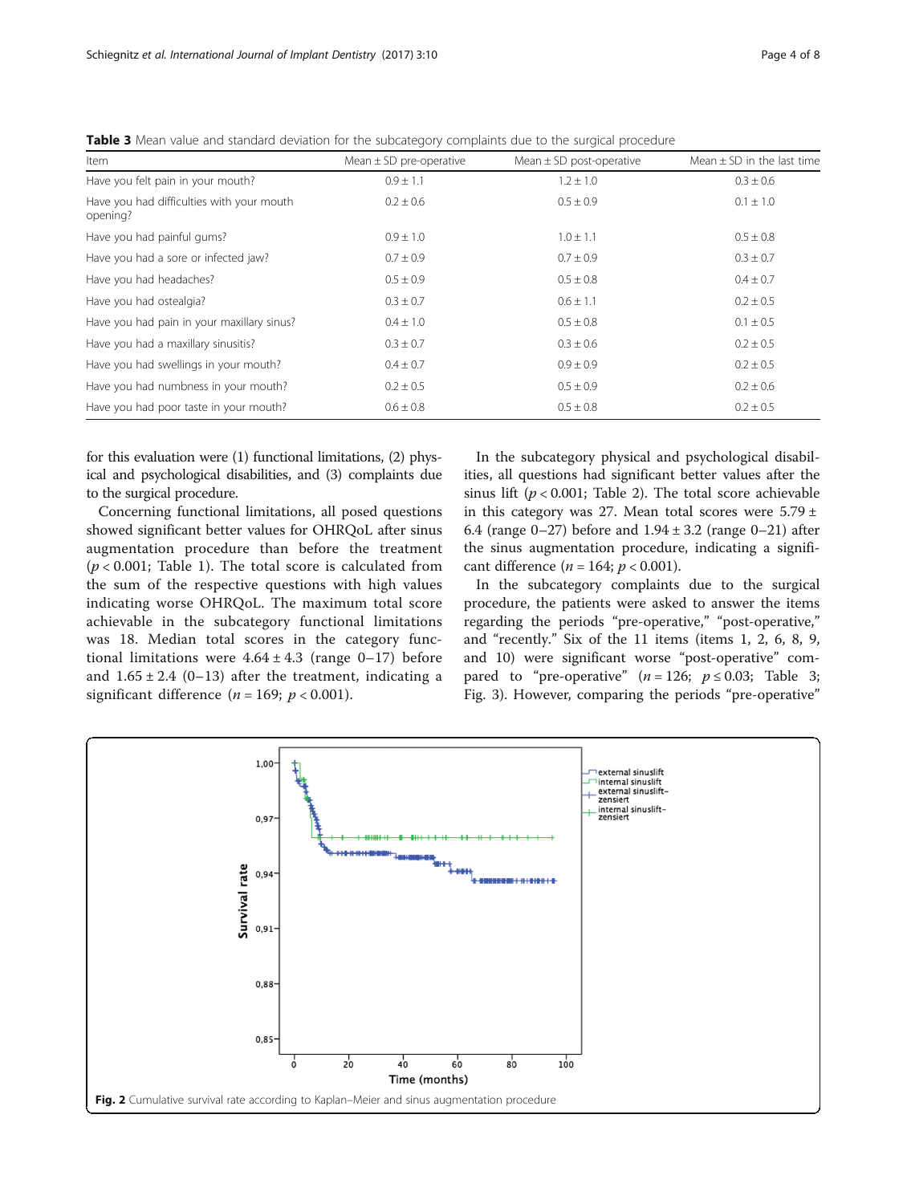**Table 3** Mean value and standard deviation for the subcategory complaints due to the surgical procedure

| Item | Mean ± SD pre-operative | Mean ± SD post-operative | Mean ± SD in the last time |
|---|---|---|---|
| Have you felt pain in your mouth? | 0.9 ± 1.1 | 1.2 ± 1.0 | 0.3 ± 0.6 |
| Have you had difficulties with your mouth opening? | 0.2 ± 0.6 | 0.5 ± 0.9 | 0.1 ± 1.0 |
| Have you had painful gums? | 0.9 ± 1.0 | 1.0 ± 1.1 | 0.5 ± 0.8 |
| Have you had a sore or infected jaw? | 0.7 ± 0.9 | 0.7 ± 0.9 | 0.3 ± 0.7 |
| Have you had headaches? | 0.5 ± 0.9 | 0.5 ± 0.8 | 0.4 ± 0.7 |
| Have you had ostealgia? | 0.3 ± 0.7 | 0.6 ± 1.1 | 0.2 ± 0.5 |
| Have you had pain in your maxillary sinus? | 0.4 ± 1.0 | 0.5 ± 0.8 | 0.1 ± 0.5 |
| Have you had a maxillary sinusitis? | 0.3 ± 0.7 | 0.3 ± 0.6 | 0.2 ± 0.5 |
| Have you had swellings in your mouth? | 0.4 ± 0.7 | 0.9 ± 0.9 | 0.2 ± 0.5 |
| Have you had numbness in your mouth? | 0.2 ± 0.5 | 0.5 ± 0.9 | 0.2 ± 0.6 |
| Have you had poor taste in your mouth? | 0.6 ± 0.8 | 0.5 ± 0.8 | 0.2 ± 0.5 |

for this evaluation were (1) functional limitations, (2) physical and psychological disabilities, and (3) complaints due to the surgical procedure.

Concerning functional limitations, all posed questions showed significant better values for OHRQoL after sinus augmentation procedure than before the treatment ($p < 0.001$; Table 1). The total score is calculated from the sum of the respective questions with high values indicating worse OHRQoL. The maximum total score achievable in the subcategory functional limitations was 18. Median total scores in the category functional limitations were $4.64 \pm 4.3$ (range 0–17) before and $1.65 \pm 2.4$ (0–13) after the treatment, indicating a significant difference ($n = 169$; $p < 0.001$).

In the subcategory physical and psychological disabilities, all questions had significant better values after the sinus lift ($p < 0.001$; Table 2). The total score achievable in this category was 27. Mean total scores were $5.79 \pm 6.4$ (range 0–27) before and $1.94 \pm 3.2$ (range 0–21) after the sinus augmentation procedure, indicating a significant difference ($n = 164$; $p < 0.001$).

In the subcategory complaints due to the surgical procedure, the patients were asked to answer the items regarding the periods "pre-operative," "post-operative," and "recently." Six of the 11 items (items 1, 2, 6, 8, 9, and 10) were significant worse "post-operative" compared to "pre-operative" ($n = 126$; $p \leq 0.03$; Table 3; Fig. 3). However, comparing the periods "pre-operative"

**Fig. 2** Cumulative survival rate according to Kaplan–Meier and sinus augmentation procedure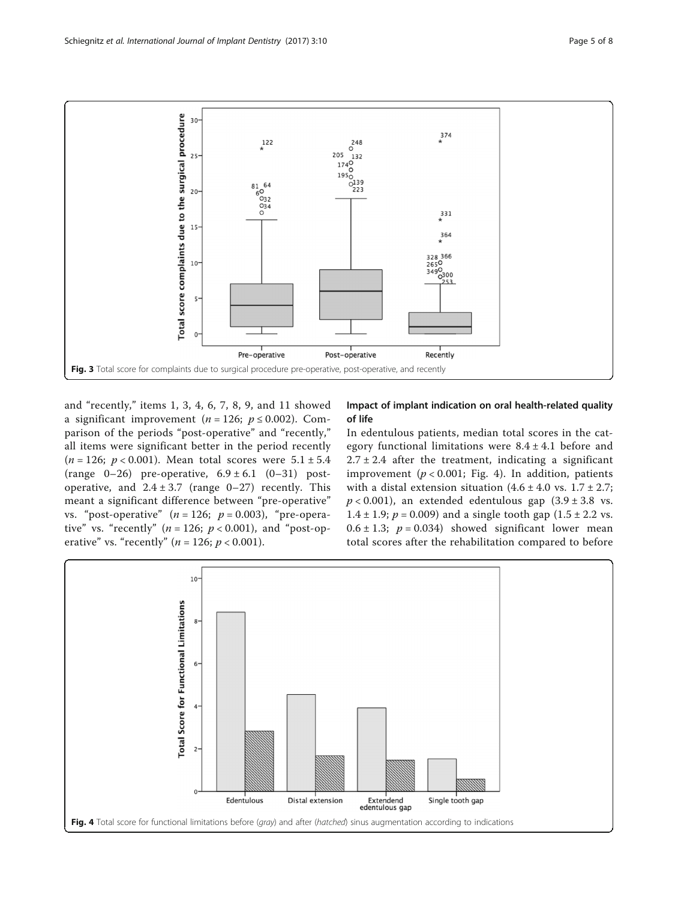Fig. 3 Total score for complaints due to surgical procedure pre-operative, post-operative, and recently

and "recently," items 1, 3, 4, 6, 7, 8, 9, and 11 showed a significant improvement ($n = 126$; $p \leq 0.002$). Comparison of the periods "post-operative" and "recently," all items were significant better in the period recently ($n = 126$; $p < 0.001$). Mean total scores were $5.1 \pm 5.4$ (range 0–26) pre-operative, $6.9 \pm 6.1$ (0–31) post-operative, and $2.4 \pm 3.7$ (range 0–27) recently. This meant a significant difference between "pre-operative" vs. "post-operative" ($n = 126$; $p = 0.003$), "pre-operative" vs. "recently" ($n = 126$; $p < 0.001$), and "post-operative" vs. "recently" ($n = 126$; $p < 0.001$).

### Impact of implant indication on oral health-related quality of life

In edentulous patients, median total scores in the category functional limitations were $8.4 \pm 4.1$ before and $2.7 \pm 2.4$ after the treatment, indicating a significant improvement ($p < 0.001$; Fig. 4). In addition, patients with a distal extension situation ($4.6 \pm 4.0$ vs. $1.7 \pm 2.7$; $p < 0.001$), an extended edentulous gap ($3.9 \pm 3.8$ vs. $1.4 \pm 1.9$; $p = 0.009$) and a single tooth gap ($1.5 \pm 2.2$ vs. $0.6 \pm 1.3$; $p = 0.034$) showed significant lower mean total scores after the rehabilitation compared to before

Fig. 4 Total score for functional limitations before (*gray*) and after (*hatched*) sinus augmentation according to indications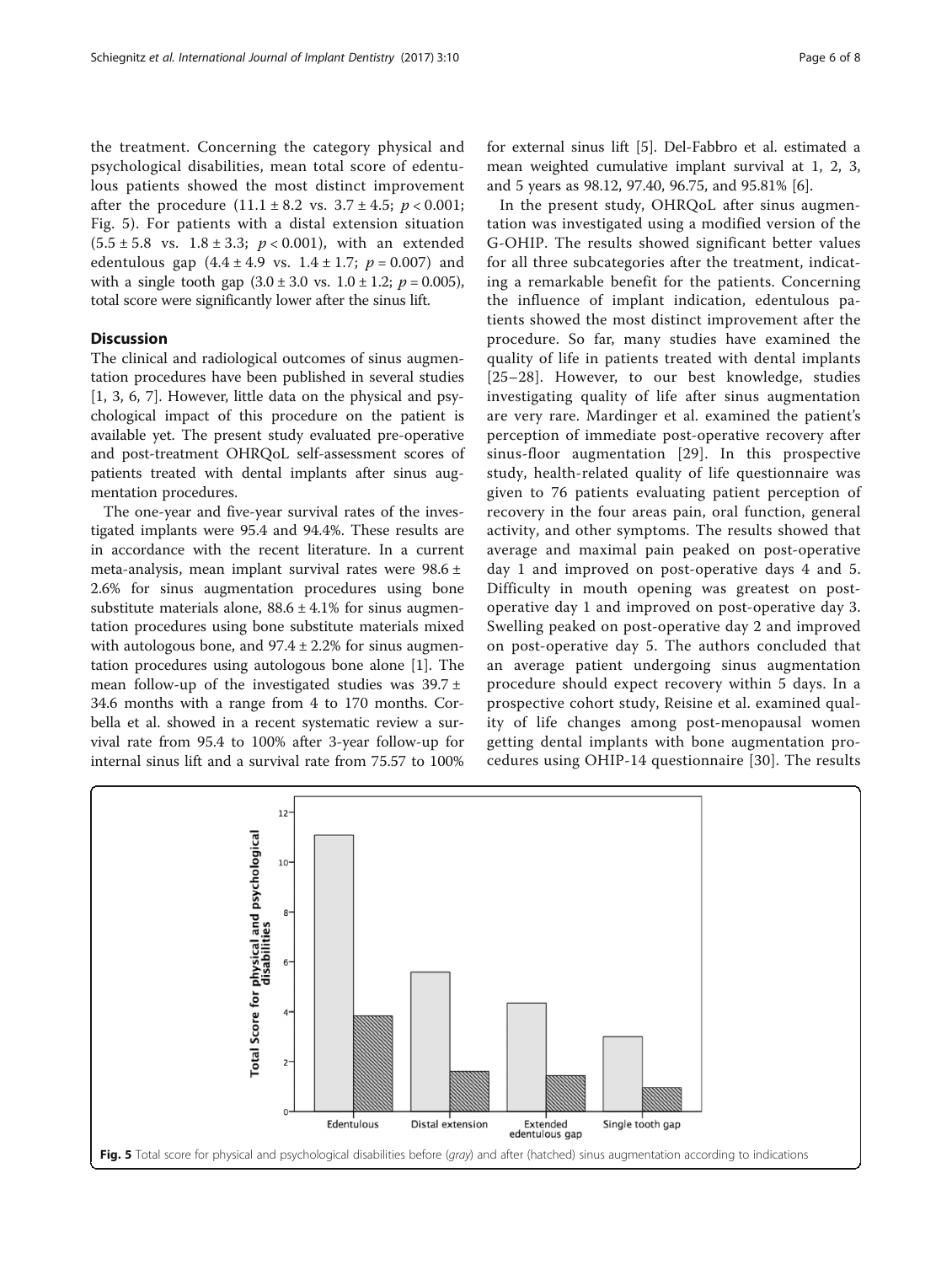the treatment. Concerning the category physical and psychological disabilities, mean total score of edentulous patients showed the most distinct improvement after the procedure ($11.1 \pm 8.2$ vs. $3.7 \pm 4.5$; $p < 0.001$; Fig. 5). For patients with a distal extension situation ($5.5 \pm 5.8$ vs. $1.8 \pm 3.3$; $p < 0.001$), with an extended edentulous gap ($4.4 \pm 4.9$ vs. $1.4 \pm 1.7$; $p = 0.007$) and with a single tooth gap ($3.0 \pm 3.0$ vs. $1.0 \pm 1.2$; $p = 0.005$), total score were significantly lower after the sinus lift.

## Discussion

The clinical and radiological outcomes of sinus augmentation procedures have been published in several studies [1, 3, 6, 7]. However, little data on the physical and psychological impact of this procedure on the patient is available yet. The present study evaluated pre-operative and post-treatment OHRQoL self-assessment scores of patients treated with dental implants after sinus augmentation procedures.

The one-year and five-year survival rates of the investigated implants were 95.4 and 94.4%. These results are in accordance with the recent literature. In a current meta-analysis, mean implant survival rates were $98.6 \pm 2.6\%$ for sinus augmentation procedures using bone substitute materials alone, $88.6 \pm 4.1\%$ for sinus augmentation procedures using bone substitute materials mixed with autologous bone, and $97.4 \pm 2.2\%$ for sinus augmentation procedures using autologous bone alone [1]. The mean follow-up of the investigated studies was $39.7 \pm 34.6$ months with a range from 4 to 170 months. Corbella et al. showed in a recent systematic review a survival rate from 95.4 to 100% after 3-year follow-up for internal sinus lift and a survival rate from 75.57 to 100% for external sinus lift [5]. Del-Fabbro et al. estimated a mean weighted cumulative implant survival at 1, 2, 3, and 5 years as 98.12, 97.40, 96.75, and 95.81% [6].

In the present study, OHRQoL after sinus augmentation was investigated using a modified version of the G-OHIP. The results showed significant better values for all three subcategories after the treatment, indicating a remarkable benefit for the patients. Concerning the influence of implant indication, edentulous patients showed the most distinct improvement after the procedure. So far, many studies have examined the quality of life in patients treated with dental implants [25–28]. However, to our best knowledge, studies investigating quality of life after sinus augmentation are very rare. Mardinger et al. examined the patient's perception of immediate post-operative recovery after sinus-floor augmentation [29]. In this prospective study, health-related quality of life questionnaire was given to 76 patients evaluating patient perception of recovery in the four areas pain, oral function, general activity, and other symptoms. The results showed that average and maximal pain peaked on post-operative day 1 and improved on post-operative days 4 and 5. Difficulty in mouth opening was greatest on post-operative day 1 and improved on post-operative day 3. Swelling peaked on post-operative day 2 and improved on post-operative day 5. The authors concluded that an average patient undergoing sinus augmentation procedure should expect recovery within 5 days. In a prospective cohort study, Reisine et al. examined quality of life changes among post-menopausal women getting dental implants with bone augmentation procedures using OHIP-14 questionnaire [30]. The results

**Fig. 5** Total score for physical and psychological disabilities before (*gray*) and after (hatched) sinus augmentation according to indications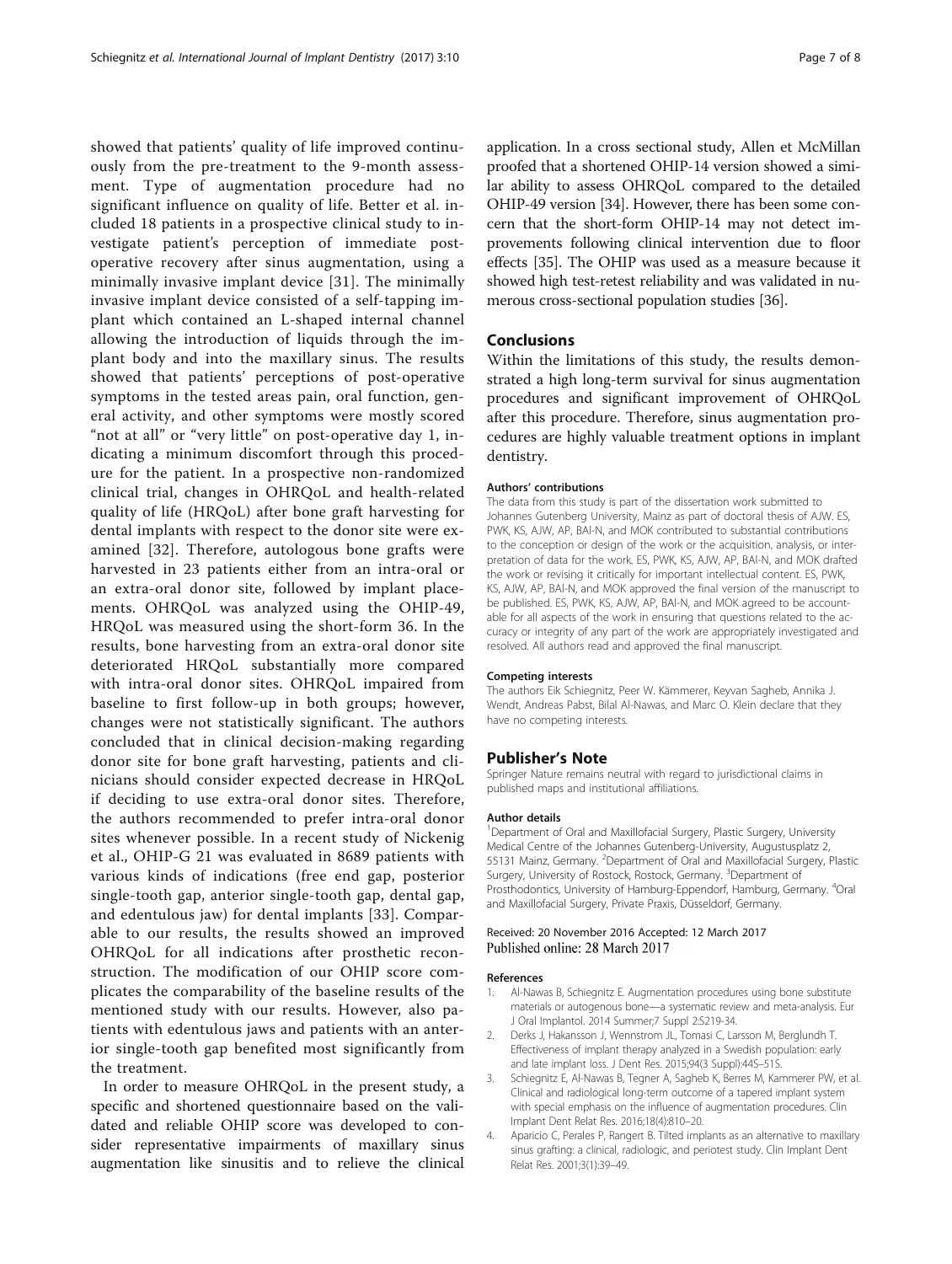showed that patients' quality of life improved continuously from the pre-treatment to the 9-month assessment. Type of augmentation procedure had no significant influence on quality of life. Better et al. included 18 patients in a prospective clinical study to investigate patient's perception of immediate postoperative recovery after sinus augmentation, using a minimally invasive implant device [31]. The minimally invasive implant device consisted of a self-tapping implant which contained an L-shaped internal channel allowing the introduction of liquids through the implant body and into the maxillary sinus. The results showed that patients' perceptions of post-operative symptoms in the tested areas pain, oral function, general activity, and other symptoms were mostly scored "not at all" or "very little" on post-operative day 1, indicating a minimum discomfort through this procedure for the patient. In a prospective non-randomized clinical trial, changes in OHRQoL and health-related quality of life (HRQoL) after bone graft harvesting for dental implants with respect to the donor site were examined [32]. Therefore, autologous bone grafts were harvested in 23 patients either from an intra-oral or an extra-oral donor site, followed by implant placements. OHRQoL was analyzed using the OHIP-49, HRQoL was measured using the short-form 36. In the results, bone harvesting from an extra-oral donor site deteriorated HRQoL substantially more compared with intra-oral donor sites. OHRQoL impaired from baseline to first follow-up in both groups; however, changes were not statistically significant. The authors concluded that in clinical decision-making regarding donor site for bone graft harvesting, patients and clinicians should consider expected decrease in HRQoL if deciding to use extra-oral donor sites. Therefore, the authors recommended to prefer intra-oral donor sites whenever possible. In a recent study of Nickenig et al., OHIP-G 21 was evaluated in 8689 patients with various kinds of indications (free end gap, posterior single-tooth gap, anterior single-tooth gap, dental gap, and edentulous jaw) for dental implants [33]. Comparable to our results, the results showed an improved OHRQoL for all indications after prosthetic reconstruction. The modification of our OHIP score complicates the comparability of the baseline results of the mentioned study with our results. However, also patients with edentulous jaws and patients with an anterior single-tooth gap benefited most significantly from the treatment.

In order to measure OHRQoL in the present study, a specific and shortened questionnaire based on the validated and reliable OHIP score was developed to consider representative impairments of maxillary sinus augmentation like sinusitis and to relieve the clinical application. In a cross sectional study, Allen et McMillan proofed that a shortened OHIP-14 version showed a similar ability to assess OHRQoL compared to the detailed OHIP-49 version [34]. However, there has been some concern that the short-form OHIP-14 may not detect improvements following clinical intervention due to floor effects [35]. The OHIP was used as a measure because it showed high test-retest reliability and was validated in numerous cross-sectional population studies [36].

## Conclusions

Within the limitations of this study, the results demonstrated a high long-term survival for sinus augmentation procedures and significant improvement of OHRQoL after this procedure. Therefore, sinus augmentation procedures are highly valuable treatment options in implant dentistry.

#### Authors' contributions

The data from this study is part of the dissertation work submitted to Johannes Gutenberg University, Mainz as part of doctoral thesis of AJW. ES, PWK, KS, AJW, AP, BAl-N, and MOK contributed to substantial contributions to the conception or design of the work or the acquisition, analysis, or interpretation of data for the work. ES, PWK, KS, AJW, AP, BAl-N, and MOK drafted the work or revising it critically for important intellectual content. ES, PWK, KS, AJW, AP, BAl-N, and MOK approved the final version of the manuscript to be published. ES, PWK, KS, AJW, AP, BAl-N, and MOK agreed to be accountable for all aspects of the work in ensuring that questions related to the accuracy or integrity of any part of the work are appropriately investigated and resolved. All authors read and approved the final manuscript.

#### Competing interests

The authors Eik Schiegnitz, Peer W. Kämmerer, Keyvan Sagheb, Annika J. Wendt, Andreas Pabst, Bilal Al-Nawas, and Marc O. Klein declare that they have no competing interests.

## Publisher's Note

Springer Nature remains neutral with regard to jurisdictional claims in published maps and institutional affiliations.

#### Author details

[1]Department of Oral and Maxillofacial Surgery, Plastic Surgery, University Medical Centre of the Johannes Gutenberg-University, Augustusplatz 2, 55131 Mainz, Germany. [2]Department of Oral and Maxillofacial Surgery, Plastic Surgery, University of Rostock, Rostock, Germany. [3]Department of Prosthodontics, University of Hamburg-Eppendorf, Hamburg, Germany. [4]Oral and Maxillofacial Surgery, Private Praxis, Düsseldorf, Germany.

Received: 20 November 2016 Accepted: 12 March 2017
Published online: 28 March 2017

#### References

1. Al-Nawas B, Schiegnitz E. Augmentation procedures using bone substitute materials or autogenous bone—a systematic review and meta-analysis. Eur J Oral Implantol. 2014 Summer;7 Suppl 2:S219-34.
2. Derks J, Hakansson J, Wennstrom JL, Tomasi C, Larsson M, Berglundh T. Effectiveness of implant therapy analyzed in a Swedish population: early and late implant loss. J Dent Res. 2015;94(3 Suppl):44S–51S.
3. Schiegnitz E, Al-Nawas B, Tegner A, Sagheb K, Berres M, Kammerer PW, et al. Clinical and radiological long-term outcome of a tapered implant system with special emphasis on the influence of augmentation procedures. Clin Implant Dent Relat Res. 2016;18(4):810–20.
4. Aparicio C, Perales P, Rangert B. Tilted implants as an alternative to maxillary sinus grafting: a clinical, radiologic, and periotest study. Clin Implant Dent Relat Res. 2001;3(1):39–49.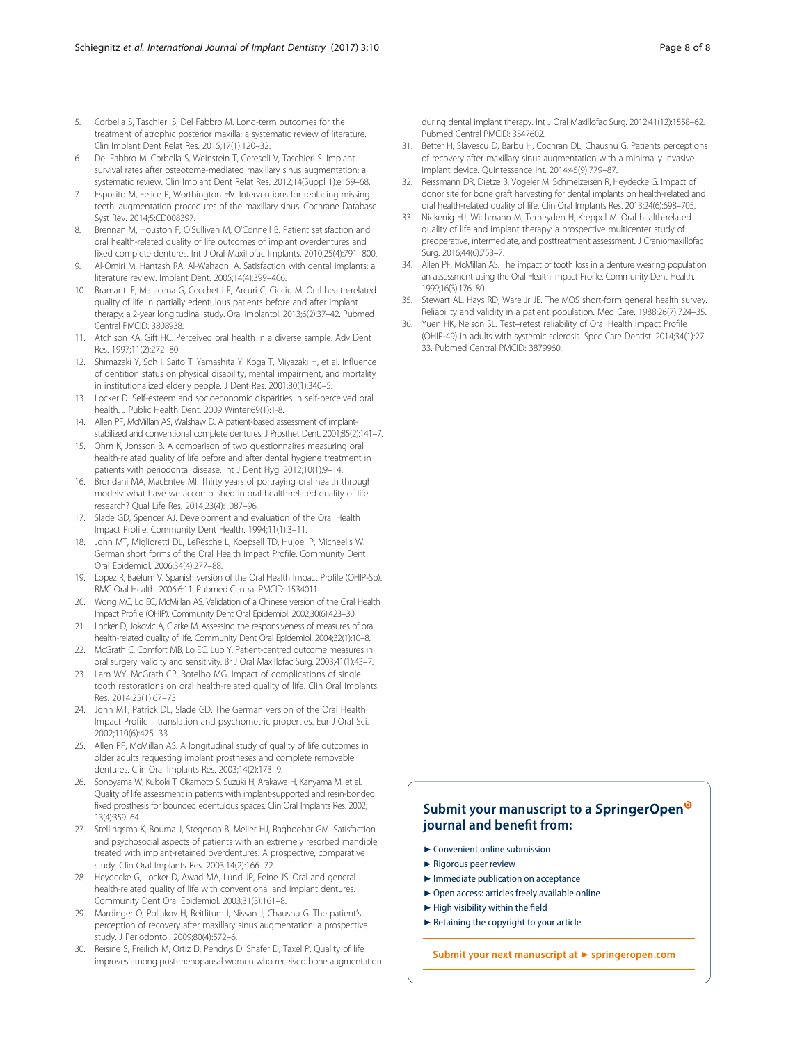5. Corbella S, Taschieri S, Del Fabbro M. Long-term outcomes for the treatment of atrophic posterior maxilla: a systematic review of literature. Clin Implant Dent Relat Res. 2015;17(1):120–32.
6. Del Fabbro M, Corbella S, Weinstein T, Ceresoli V, Taschieri S. Implant survival rates after osteotome-mediated maxillary sinus augmentation: a systematic review. Clin Implant Dent Relat Res. 2012;14(Suppl 1):e159–68.
7. Esposito M, Felice P, Worthington HV. Interventions for replacing missing teeth: augmentation procedures of the maxillary sinus. Cochrane Database Syst Rev. 2014;5:CD008397.
8. Brennan M, Houston F, O'Sullivan M, O'Connell B. Patient satisfaction and oral health-related quality of life outcomes of implant overdentures and fixed complete dentures. Int J Oral Maxillofac Implants. 2010;25(4):791–800.
9. Al-Omiri M, Hantash RA, Al-Wahadni A. Satisfaction with dental implants: a literature review. Implant Dent. 2005;14(4):399–406.
10. Bramanti E, Matacena G, Cecchetti F, Arcuri C, Cicciu M. Oral health-related quality of life in partially edentulous patients before and after implant therapy: a 2-year longitudinal study. Oral Implantol. 2013;6(2):37–42. Pubmed Central PMCID: 3808938.
11. Atchison KA, Gift HC. Perceived oral health in a diverse sample. Adv Dent Res. 1997;11(2):272–80.
12. Shimazaki Y, Soh I, Saito T, Yamashita Y, Koga T, Miyazaki H, et al. Influence of dentition status on physical disability, mental impairment, and mortality in institutionalized elderly people. J Dent Res. 2001;80(1):340–5.
13. Locker D. Self-esteem and socioeconomic disparities in self-perceived oral health. J Public Health Dent. 2009 Winter;69(1):1-8.
14. Allen PF, McMillan AS, Walshaw D. A patient-based assessment of implant-stabilized and conventional complete dentures. J Prosthet Dent. 2001;85(2):141–7.
15. Ohrn K, Jonsson B. A comparison of two questionnaires measuring oral health-related quality of life before and after dental hygiene treatment in patients with periodontal disease. Int J Dent Hyg. 2012;10(1):9–14.
16. Brondani MA, MacEntee MI. Thirty years of portraying oral health through models: what have we accomplished in oral health-related quality of life research? Qual Life Res. 2014;23(4):1087–96.
17. Slade GD, Spencer AJ. Development and evaluation of the Oral Health Impact Profile. Community Dent Health. 1994;11(1):3–11.
18. John MT, Miglioretti DL, LeResche L, Koepsell TD, Hujoel P, Micheelis W. German short forms of the Oral Health Impact Profile. Community Dent Oral Epidemiol. 2006;34(4):277–88.
19. Lopez R, Baelum V. Spanish version of the Oral Health Impact Profile (OHIP-Sp). BMC Oral Health. 2006;6:11. Pubmed Central PMCID: 1534011.
20. Wong MC, Lo EC, McMillan AS. Validation of a Chinese version of the Oral Health Impact Profile (OHIP). Community Dent Oral Epidemiol. 2002;30(6):423–30.
21. Locker D, Jokovic A, Clarke M. Assessing the responsiveness of measures of oral health-related quality of life. Community Dent Oral Epidemiol. 2004;32(1):10–8.
22. McGrath C, Comfort MB, Lo EC, Luo Y. Patient-centred outcome measures in oral surgery: validity and sensitivity. Br J Oral Maxillofac Surg. 2003;41(1):43–7.
23. Lam WY, McGrath CP, Botelho MG. Impact of complications of single tooth restorations on oral health-related quality of life. Clin Oral Implants Res. 2014;25(1):67–73.
24. John MT, Patrick DL, Slade GD. The German version of the Oral Health Impact Profile—translation and psychometric properties. Eur J Oral Sci. 2002;110(6):425–33.
25. Allen PF, McMillan AS. A longitudinal study of quality of life outcomes in older adults requesting implant prostheses and complete removable dentures. Clin Oral Implants Res. 2003;14(2):173–9.
26. Sonoyama W, Kuboki T, Okamoto S, Suzuki H, Arakawa H, Kanyama M, et al. Quality of life assessment in patients with implant-supported and resin-bonded fixed prosthesis for bounded edentulous spaces. Clin Oral Implants Res. 2002; 13(4):359–64.
27. Stellingsma K, Bouma J, Stegenga B, Meijer HJ, Raghoebar GM. Satisfaction and psychosocial aspects of patients with an extremely resorbed mandible treated with implant-retained overdentures. A prospective, comparative study. Clin Oral Implants Res. 2003;14(2):166–72.
28. Heydecke G, Locker D, Awad MA, Lund JP, Feine JS. Oral and general health-related quality of life with conventional and implant dentures. Community Dent Oral Epidemiol. 2003;31(3):161–8.
29. Mardinger O, Poliakov H, Beitlitum I, Nissan J, Chaushu G. The patient's perception of recovery after maxillary sinus augmentation: a prospective study. J Periodontol. 2009;80(4):572–6.
30. Reisine S, Freilich M, Ortiz D, Pendrys D, Shafer D, Taxel P. Quality of life improves among post-menopausal women who received bone augmentation during dental implant therapy. Int J Oral Maxillofac Surg. 2012;41(12):1558–62. Pubmed Central PMCID: 3547602.
31. Better H, Slavescu D, Barbu H, Cochran DL, Chaushu G. Patients perceptions of recovery after maxillary sinus augmentation with a minimally invasive implant device. Quintessence Int. 2014;45(9):779–87.
32. Reissmann DR, Dietze B, Vogeler M, Schmelzeisen R, Heydecke G. Impact of donor site for bone graft harvesting for dental implants on health-related and oral health-related quality of life. Clin Oral Implants Res. 2013;24(6):698–705.
33. Nickenig HJ, Wichmann M, Terheyden H, Kreppel M. Oral health-related quality of life and implant therapy: a prospective multicenter study of preoperative, intermediate, and posttreatment assessment. J Craniomaxillofac Surg. 2016;44(6):753–7.
34. Allen PF, McMillan AS. The impact of tooth loss in a denture wearing population: an assessment using the Oral Health Impact Profile. Community Dent Health. 1999;16(3):176–80.
35. Stewart AL, Hays RD, Ware Jr JE. The MOS short-form general health survey. Reliability and validity in a patient population. Med Care. 1988;26(7):724–35.
36. Yuen HK, Nelson SL. Test–retest reliability of Oral Health Impact Profile (OHIP-49) in adults with systemic sclerosis. Spec Care Dentist. 2014;34(1):27–33. Pubmed Central PMCID: 3879960.

**Submit your manuscript to a SpringerOpen journal and benefit from:**

- ► Convenient online submission
- ► Rigorous peer review
- ► Immediate publication on acceptance
- ► Open access: articles freely available online
- ► High visibility within the field
- ► Retaining the copyright to your article

**Submit your next manuscript at ► springeropen.com**